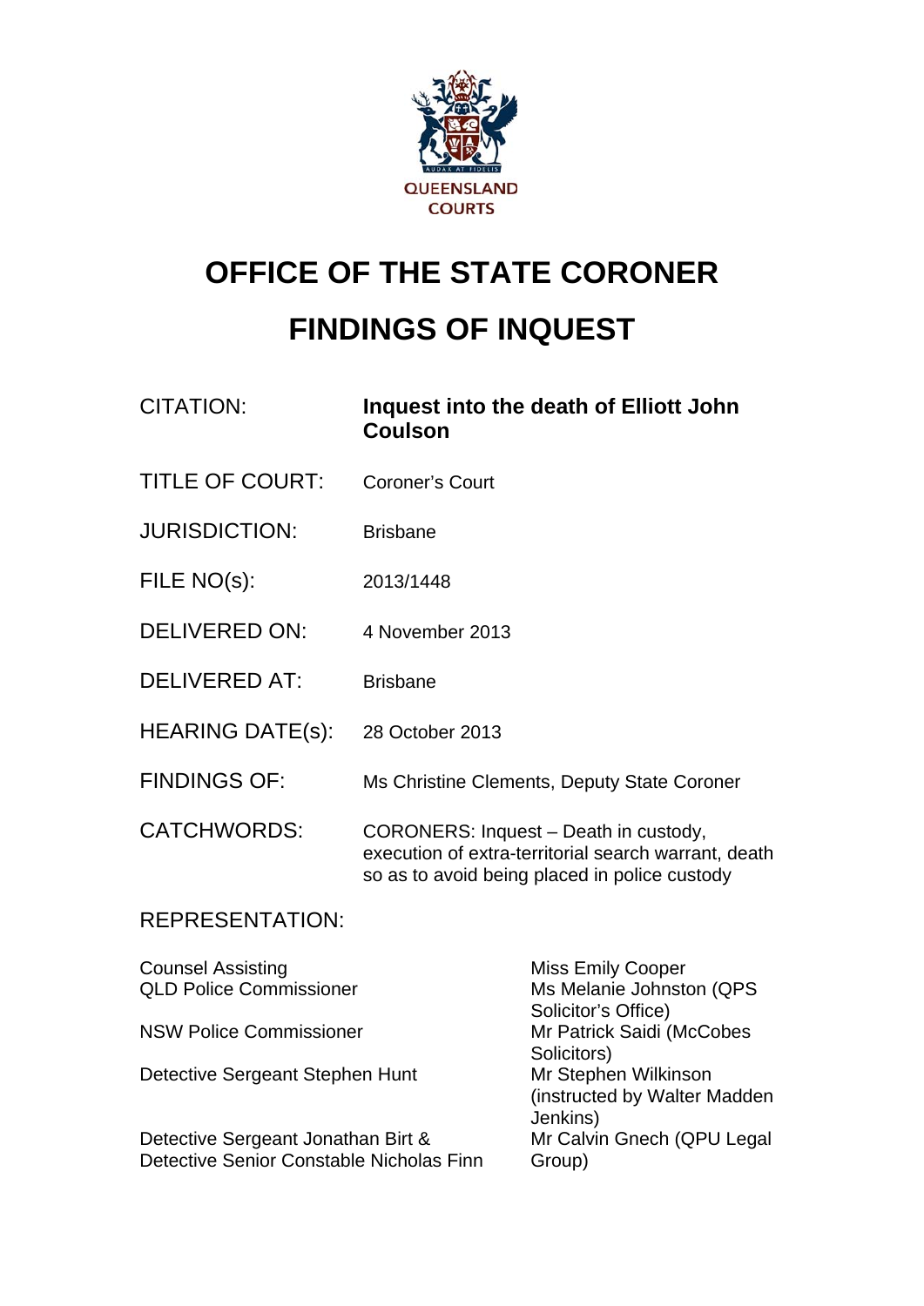QUEENSLAND COURTS

# OFFICE OF THE STATE CORONER

# FINDINGS OF INQUEST

| | |
|---|---|
| CITATION: | **Inquest into the death of Elliott John Coulson** |
| TITLE OF COURT: | Coroner's Court |
| JURISDICTION: | Brisbane |
| FILE NO(s): | 2013/1448 |
| DELIVERED ON: | 4 November 2013 |
| DELIVERED AT: | Brisbane |
| HEARING DATE(s): | 28 October 2013 |
| FINDINGS OF: | Ms Christine Clements, Deputy State Coroner |
| CATCHWORDS: | CORONERS: Inquest – Death in custody, execution of extra-territorial search warrant, death so as to avoid being placed in police custody |

REPRESENTATION:

| | |
|---|---|
| Counsel Assisting | Miss Emily Cooper |
| QLD Police Commissioner | Ms Melanie Johnston (QPS Solicitor's Office) |
| NSW Police Commissioner | Mr Patrick Saidi (McCobes Solicitors) |
| Detective Sergeant Stephen Hunt | Mr Stephen Wilkinson (instructed by Walter Madden Jenkins) |
| Detective Sergeant Jonathan Birt & Detective Senior Constable Nicholas Finn | Mr Calvin Gnech (QPU Legal Group) |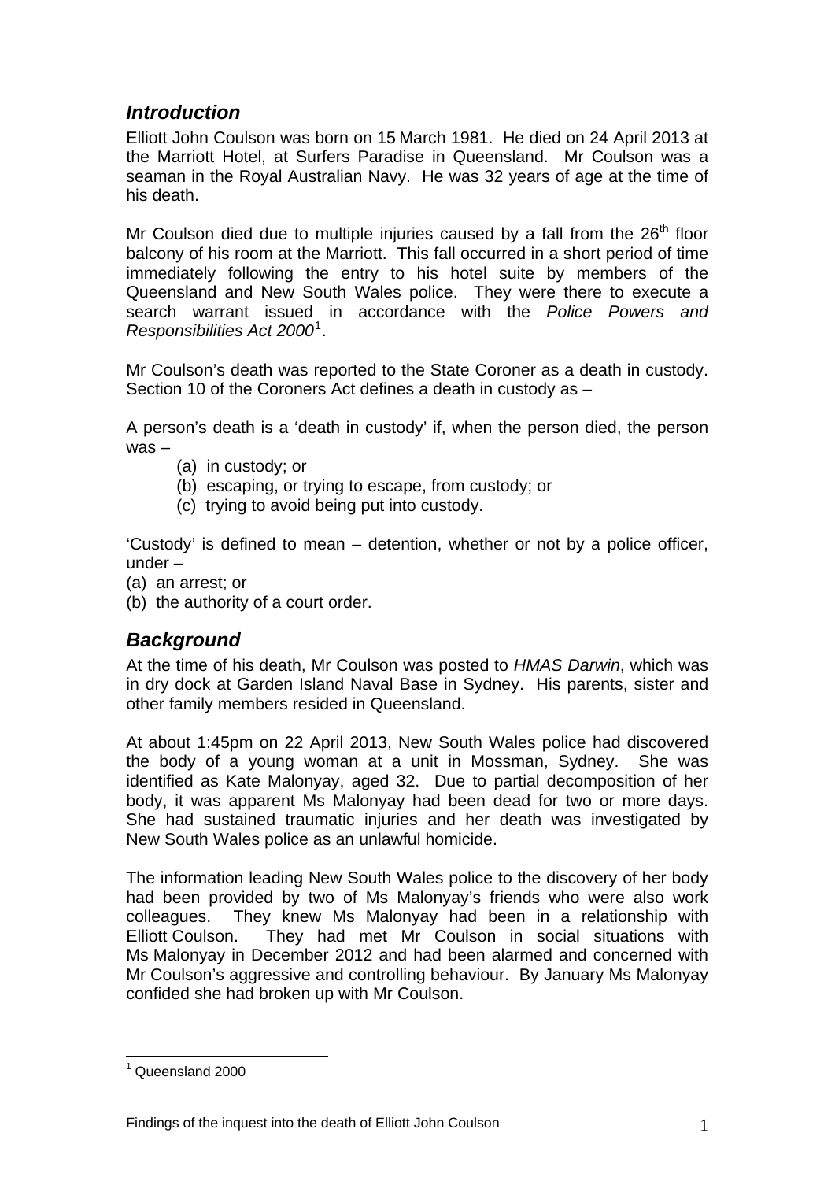## *Introduction*

Elliott John Coulson was born on 15 March 1981. He died on 24 April 2013 at the Marriott Hotel, at Surfers Paradise in Queensland. Mr Coulson was a seaman in the Royal Australian Navy. He was 32 years of age at the time of his death.

Mr Coulson died due to multiple injuries caused by a fall from the 26th floor balcony of his room at the Marriott. This fall occurred in a short period of time immediately following the entry to his hotel suite by members of the Queensland and New South Wales police. They were there to execute a search warrant issued in accordance with the *Police Powers and Responsibilities Act 2000*[1].

Mr Coulson's death was reported to the State Coroner as a death in custody. Section 10 of the Coroners Act defines a death in custody as –

A person's death is a 'death in custody' if, when the person died, the person was –

(a) in custody; or
(b) escaping, or trying to escape, from custody; or
(c) trying to avoid being put into custody.

'Custody' is defined to mean – detention, whether or not by a police officer, under –

(a) an arrest; or
(b) the authority of a court order.

## *Background*

At the time of his death, Mr Coulson was posted to *HMAS Darwin*, which was in dry dock at Garden Island Naval Base in Sydney. His parents, sister and other family members resided in Queensland.

At about 1:45pm on 22 April 2013, New South Wales police had discovered the body of a young woman at a unit in Mossman, Sydney. She was identified as Kate Malonyay, aged 32. Due to partial decomposition of her body, it was apparent Ms Malonyay had been dead for two or more days. She had sustained traumatic injuries and her death was investigated by New South Wales police as an unlawful homicide.

The information leading New South Wales police to the discovery of her body had been provided by two of Ms Malonyay's friends who were also work colleagues. They knew Ms Malonyay had been in a relationship with Elliott Coulson. They had met Mr Coulson in social situations with Ms Malonyay in December 2012 and had been alarmed and concerned with Mr Coulson's aggressive and controlling behaviour. By January Ms Malonyay confided she had broken up with Mr Coulson.

---

[1] Queensland 2000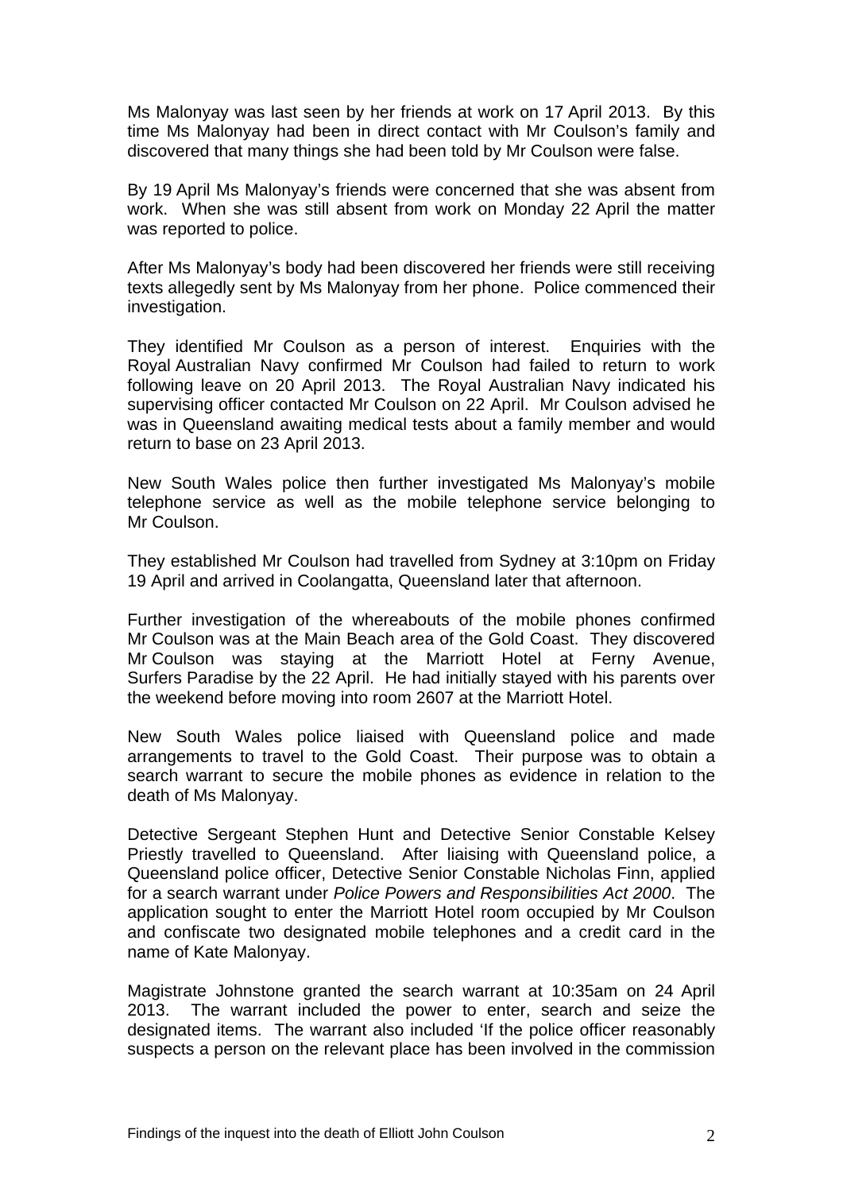Ms Malonyay was last seen by her friends at work on 17 April 2013. By this time Ms Malonyay had been in direct contact with Mr Coulson's family and discovered that many things she had been told by Mr Coulson were false.

By 19 April Ms Malonyay's friends were concerned that she was absent from work. When she was still absent from work on Monday 22 April the matter was reported to police.

After Ms Malonyay's body had been discovered her friends were still receiving texts allegedly sent by Ms Malonyay from her phone. Police commenced their investigation.

They identified Mr Coulson as a person of interest. Enquiries with the Royal Australian Navy confirmed Mr Coulson had failed to return to work following leave on 20 April 2013. The Royal Australian Navy indicated his supervising officer contacted Mr Coulson on 22 April. Mr Coulson advised he was in Queensland awaiting medical tests about a family member and would return to base on 23 April 2013.

New South Wales police then further investigated Ms Malonyay's mobile telephone service as well as the mobile telephone service belonging to Mr Coulson.

They established Mr Coulson had travelled from Sydney at 3:10pm on Friday 19 April and arrived in Coolangatta, Queensland later that afternoon.

Further investigation of the whereabouts of the mobile phones confirmed Mr Coulson was at the Main Beach area of the Gold Coast. They discovered Mr Coulson was staying at the Marriott Hotel at Ferny Avenue, Surfers Paradise by the 22 April. He had initially stayed with his parents over the weekend before moving into room 2607 at the Marriott Hotel.

New South Wales police liaised with Queensland police and made arrangements to travel to the Gold Coast. Their purpose was to obtain a search warrant to secure the mobile phones as evidence in relation to the death of Ms Malonyay.

Detective Sergeant Stephen Hunt and Detective Senior Constable Kelsey Priestly travelled to Queensland. After liaising with Queensland police, a Queensland police officer, Detective Senior Constable Nicholas Finn, applied for a search warrant under *Police Powers and Responsibilities Act 2000*. The application sought to enter the Marriott Hotel room occupied by Mr Coulson and confiscate two designated mobile telephones and a credit card in the name of Kate Malonyay.

Magistrate Johnstone granted the search warrant at 10:35am on 24 April 2013. The warrant included the power to enter, search and seize the designated items. The warrant also included 'If the police officer reasonably suspects a person on the relevant place has been involved in the commission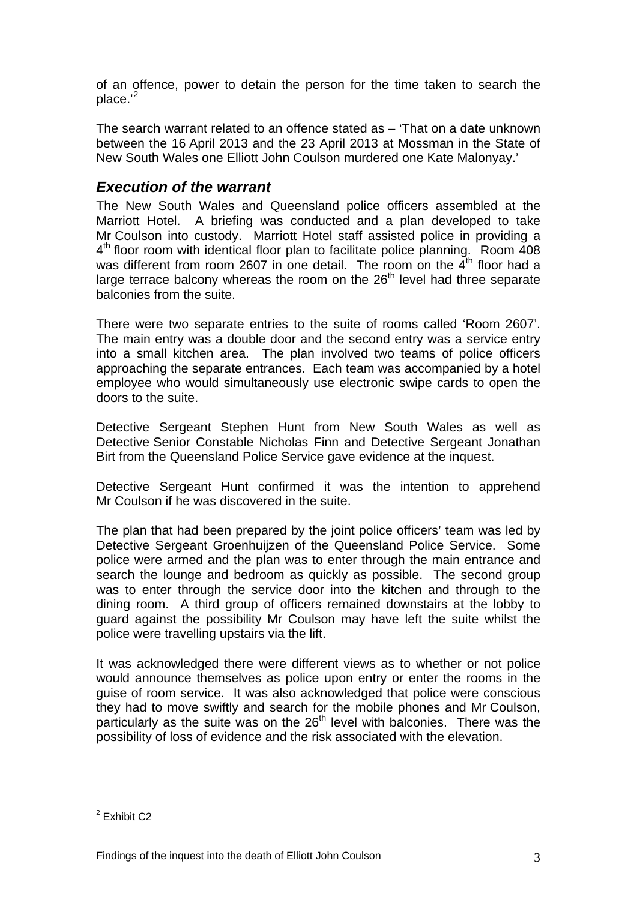of an offence, power to detain the person for the time taken to search the place.'[2]

The search warrant related to an offence stated as – 'That on a date unknown between the 16 April 2013 and the 23 April 2013 at Mossman in the State of New South Wales one Elliott John Coulson murdered one Kate Malonyay.'

## *Execution of the warrant*

The New South Wales and Queensland police officers assembled at the Marriott Hotel. A briefing was conducted and a plan developed to take Mr Coulson into custody. Marriott Hotel staff assisted police in providing a 4th floor room with identical floor plan to facilitate police planning. Room 408 was different from room 2607 in one detail. The room on the 4th floor had a large terrace balcony whereas the room on the 26th level had three separate balconies from the suite.

There were two separate entries to the suite of rooms called 'Room 2607'. The main entry was a double door and the second entry was a service entry into a small kitchen area. The plan involved two teams of police officers approaching the separate entrances. Each team was accompanied by a hotel employee who would simultaneously use electronic swipe cards to open the doors to the suite.

Detective Sergeant Stephen Hunt from New South Wales as well as Detective Senior Constable Nicholas Finn and Detective Sergeant Jonathan Birt from the Queensland Police Service gave evidence at the inquest.

Detective Sergeant Hunt confirmed it was the intention to apprehend Mr Coulson if he was discovered in the suite.

The plan that had been prepared by the joint police officers' team was led by Detective Sergeant Groenhuijzen of the Queensland Police Service. Some police were armed and the plan was to enter through the main entrance and search the lounge and bedroom as quickly as possible. The second group was to enter through the service door into the kitchen and through to the dining room. A third group of officers remained downstairs at the lobby to guard against the possibility Mr Coulson may have left the suite whilst the police were travelling upstairs via the lift.

It was acknowledged there were different views as to whether or not police would announce themselves as police upon entry or enter the rooms in the guise of room service. It was also acknowledged that police were conscious they had to move swiftly and search for the mobile phones and Mr Coulson, particularly as the suite was on the 26th level with balconies. There was the possibility of loss of evidence and the risk associated with the elevation.

---

[2] Exhibit C2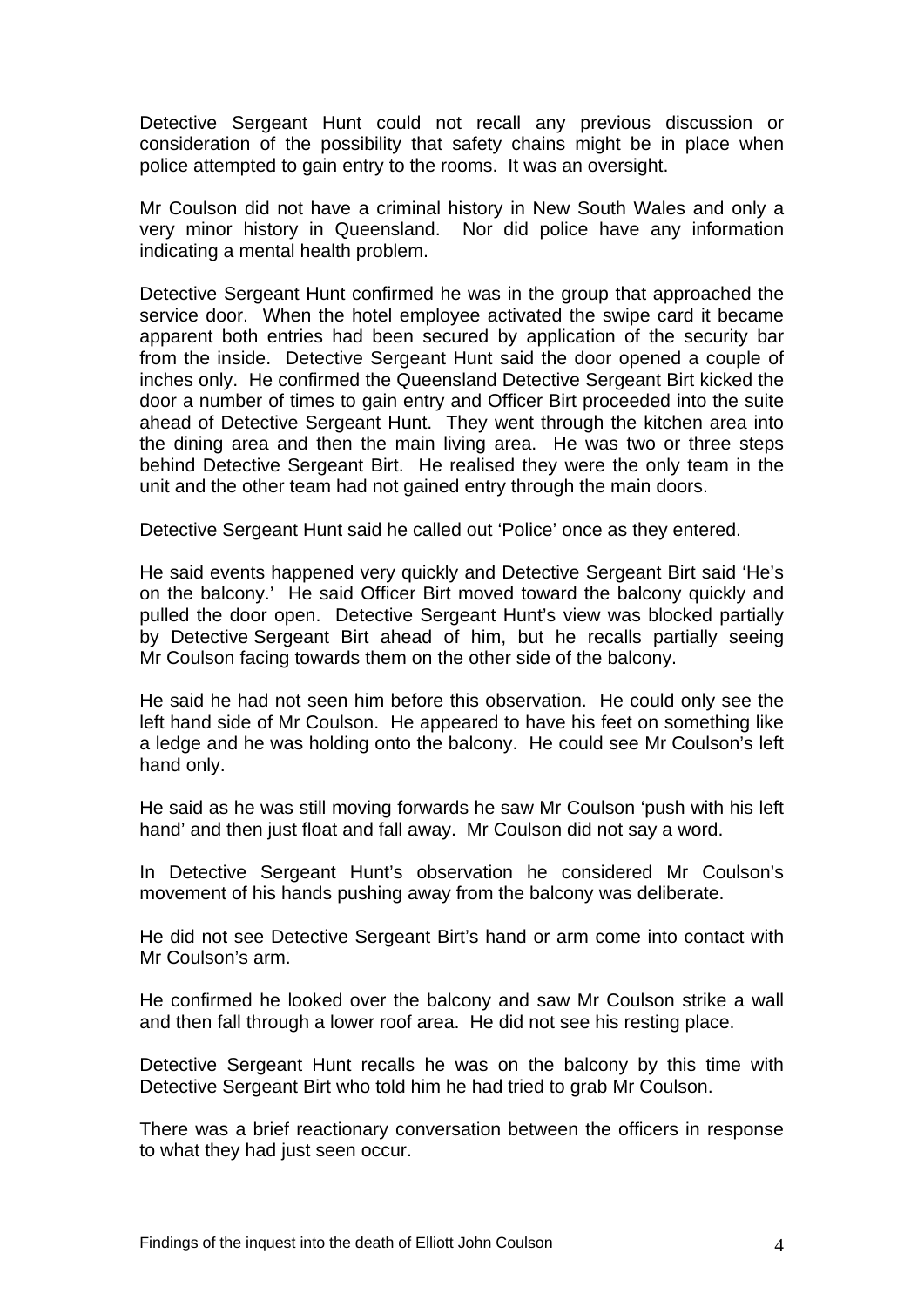Detective Sergeant Hunt could not recall any previous discussion or consideration of the possibility that safety chains might be in place when police attempted to gain entry to the rooms. It was an oversight.

Mr Coulson did not have a criminal history in New South Wales and only a very minor history in Queensland. Nor did police have any information indicating a mental health problem.

Detective Sergeant Hunt confirmed he was in the group that approached the service door. When the hotel employee activated the swipe card it became apparent both entries had been secured by application of the security bar from the inside. Detective Sergeant Hunt said the door opened a couple of inches only. He confirmed the Queensland Detective Sergeant Birt kicked the door a number of times to gain entry and Officer Birt proceeded into the suite ahead of Detective Sergeant Hunt. They went through the kitchen area into the dining area and then the main living area. He was two or three steps behind Detective Sergeant Birt. He realised they were the only team in the unit and the other team had not gained entry through the main doors.

Detective Sergeant Hunt said he called out 'Police' once as they entered.

He said events happened very quickly and Detective Sergeant Birt said 'He's on the balcony.' He said Officer Birt moved toward the balcony quickly and pulled the door open. Detective Sergeant Hunt's view was blocked partially by Detective Sergeant Birt ahead of him, but he recalls partially seeing Mr Coulson facing towards them on the other side of the balcony.

He said he had not seen him before this observation. He could only see the left hand side of Mr Coulson. He appeared to have his feet on something like a ledge and he was holding onto the balcony. He could see Mr Coulson's left hand only.

He said as he was still moving forwards he saw Mr Coulson 'push with his left hand' and then just float and fall away. Mr Coulson did not say a word.

In Detective Sergeant Hunt's observation he considered Mr Coulson's movement of his hands pushing away from the balcony was deliberate.

He did not see Detective Sergeant Birt's hand or arm come into contact with Mr Coulson's arm.

He confirmed he looked over the balcony and saw Mr Coulson strike a wall and then fall through a lower roof area. He did not see his resting place.

Detective Sergeant Hunt recalls he was on the balcony by this time with Detective Sergeant Birt who told him he had tried to grab Mr Coulson.

There was a brief reactionary conversation between the officers in response to what they had just seen occur.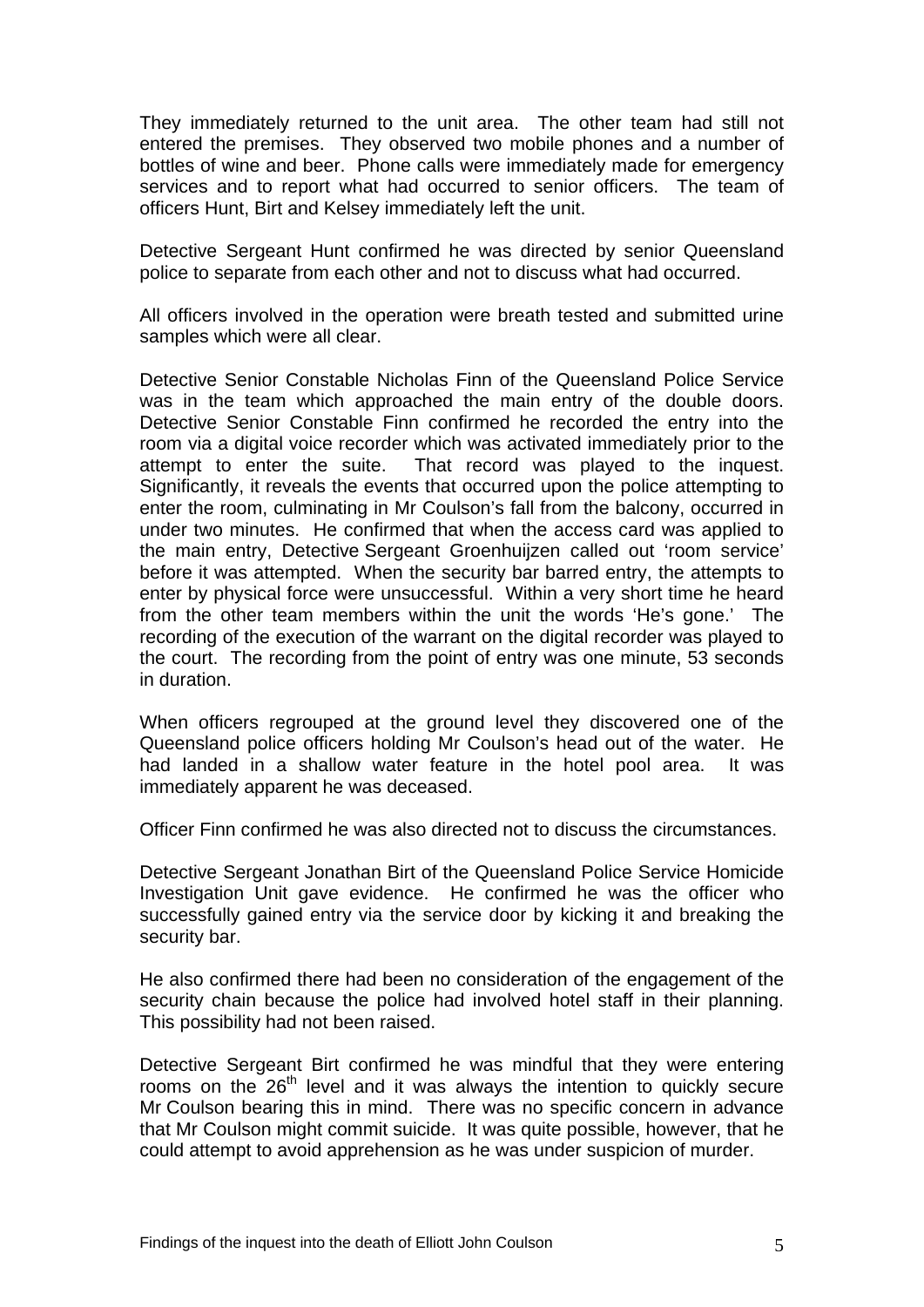They immediately returned to the unit area. The other team had still not entered the premises. They observed two mobile phones and a number of bottles of wine and beer. Phone calls were immediately made for emergency services and to report what had occurred to senior officers. The team of officers Hunt, Birt and Kelsey immediately left the unit.

Detective Sergeant Hunt confirmed he was directed by senior Queensland police to separate from each other and not to discuss what had occurred.

All officers involved in the operation were breath tested and submitted urine samples which were all clear.

Detective Senior Constable Nicholas Finn of the Queensland Police Service was in the team which approached the main entry of the double doors. Detective Senior Constable Finn confirmed he recorded the entry into the room via a digital voice recorder which was activated immediately prior to the attempt to enter the suite. That record was played to the inquest. Significantly, it reveals the events that occurred upon the police attempting to enter the room, culminating in Mr Coulson's fall from the balcony, occurred in under two minutes. He confirmed that when the access card was applied to the main entry, Detective Sergeant Groenhuijzen called out 'room service' before it was attempted. When the security bar barred entry, the attempts to enter by physical force were unsuccessful. Within a very short time he heard from the other team members within the unit the words 'He's gone.' The recording of the execution of the warrant on the digital recorder was played to the court. The recording from the point of entry was one minute, 53 seconds in duration.

When officers regrouped at the ground level they discovered one of the Queensland police officers holding Mr Coulson's head out of the water. He had landed in a shallow water feature in the hotel pool area. It was immediately apparent he was deceased.

Officer Finn confirmed he was also directed not to discuss the circumstances.

Detective Sergeant Jonathan Birt of the Queensland Police Service Homicide Investigation Unit gave evidence. He confirmed he was the officer who successfully gained entry via the service door by kicking it and breaking the security bar.

He also confirmed there had been no consideration of the engagement of the security chain because the police had involved hotel staff in their planning. This possibility had not been raised.

Detective Sergeant Birt confirmed he was mindful that they were entering rooms on the 26th level and it was always the intention to quickly secure Mr Coulson bearing this in mind. There was no specific concern in advance that Mr Coulson might commit suicide. It was quite possible, however, that he could attempt to avoid apprehension as he was under suspicion of murder.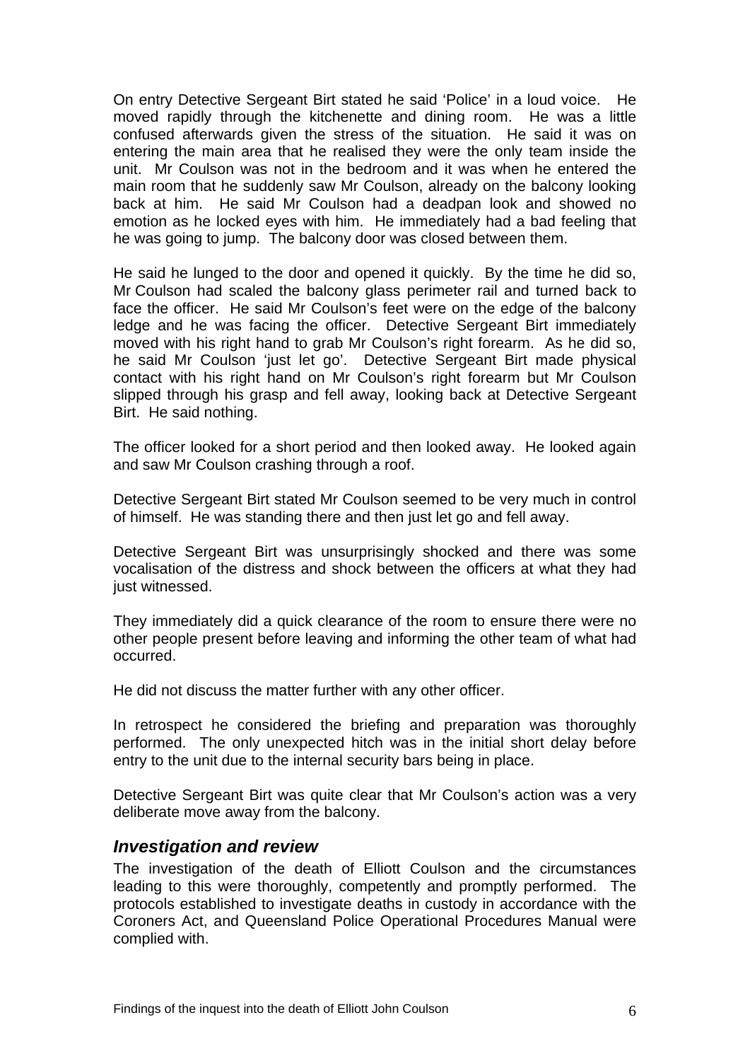On entry Detective Sergeant Birt stated he said 'Police' in a loud voice. He moved rapidly through the kitchenette and dining room. He was a little confused afterwards given the stress of the situation. He said it was on entering the main area that he realised they were the only team inside the unit. Mr Coulson was not in the bedroom and it was when he entered the main room that he suddenly saw Mr Coulson, already on the balcony looking back at him. He said Mr Coulson had a deadpan look and showed no emotion as he locked eyes with him. He immediately had a bad feeling that he was going to jump. The balcony door was closed between them.

He said he lunged to the door and opened it quickly. By the time he did so, Mr Coulson had scaled the balcony glass perimeter rail and turned back to face the officer. He said Mr Coulson's feet were on the edge of the balcony ledge and he was facing the officer. Detective Sergeant Birt immediately moved with his right hand to grab Mr Coulson's right forearm. As he did so, he said Mr Coulson 'just let go'. Detective Sergeant Birt made physical contact with his right hand on Mr Coulson's right forearm but Mr Coulson slipped through his grasp and fell away, looking back at Detective Sergeant Birt. He said nothing.

The officer looked for a short period and then looked away. He looked again and saw Mr Coulson crashing through a roof.

Detective Sergeant Birt stated Mr Coulson seemed to be very much in control of himself. He was standing there and then just let go and fell away.

Detective Sergeant Birt was unsurprisingly shocked and there was some vocalisation of the distress and shock between the officers at what they had just witnessed.

They immediately did a quick clearance of the room to ensure there were no other people present before leaving and informing the other team of what had occurred.

He did not discuss the matter further with any other officer.

In retrospect he considered the briefing and preparation was thoroughly performed. The only unexpected hitch was in the initial short delay before entry to the unit due to the internal security bars being in place.

Detective Sergeant Birt was quite clear that Mr Coulson's action was a very deliberate move away from the balcony.

## *Investigation and review*

The investigation of the death of Elliott Coulson and the circumstances leading to this were thoroughly, competently and promptly performed. The protocols established to investigate deaths in custody in accordance with the Coroners Act, and Queensland Police Operational Procedures Manual were complied with.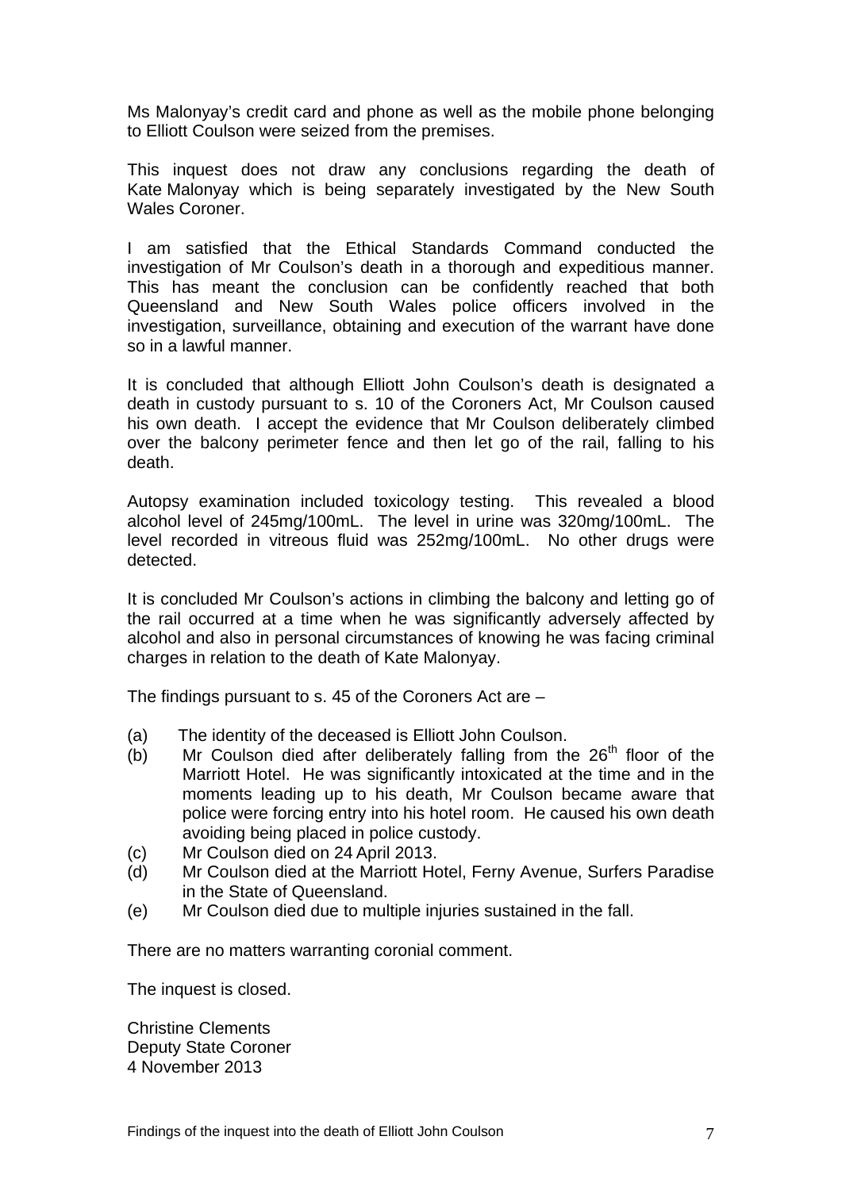Ms Malonyay's credit card and phone as well as the mobile phone belonging to Elliott Coulson were seized from the premises.

This inquest does not draw any conclusions regarding the death of Kate Malonyay which is being separately investigated by the New South Wales Coroner.

I am satisfied that the Ethical Standards Command conducted the investigation of Mr Coulson's death in a thorough and expeditious manner. This has meant the conclusion can be confidently reached that both Queensland and New South Wales police officers involved in the investigation, surveillance, obtaining and execution of the warrant have done so in a lawful manner.

It is concluded that although Elliott John Coulson's death is designated a death in custody pursuant to s. 10 of the Coroners Act, Mr Coulson caused his own death. I accept the evidence that Mr Coulson deliberately climbed over the balcony perimeter fence and then let go of the rail, falling to his death.

Autopsy examination included toxicology testing. This revealed a blood alcohol level of 245mg/100mL. The level in urine was 320mg/100mL. The level recorded in vitreous fluid was 252mg/100mL. No other drugs were detected.

It is concluded Mr Coulson's actions in climbing the balcony and letting go of the rail occurred at a time when he was significantly adversely affected by alcohol and also in personal circumstances of knowing he was facing criminal charges in relation to the death of Kate Malonyay.

The findings pursuant to s. 45 of the Coroners Act are –

(a) The identity of the deceased is Elliott John Coulson.
(b) Mr Coulson died after deliberately falling from the 26th floor of the Marriott Hotel. He was significantly intoxicated at the time and in the moments leading up to his death, Mr Coulson became aware that police were forcing entry into his hotel room. He caused his own death avoiding being placed in police custody.
(c) Mr Coulson died on 24 April 2013.
(d) Mr Coulson died at the Marriott Hotel, Ferny Avenue, Surfers Paradise in the State of Queensland.
(e) Mr Coulson died due to multiple injuries sustained in the fall.

There are no matters warranting coronial comment.

The inquest is closed.

Christine Clements
Deputy State Coroner
4 November 2013